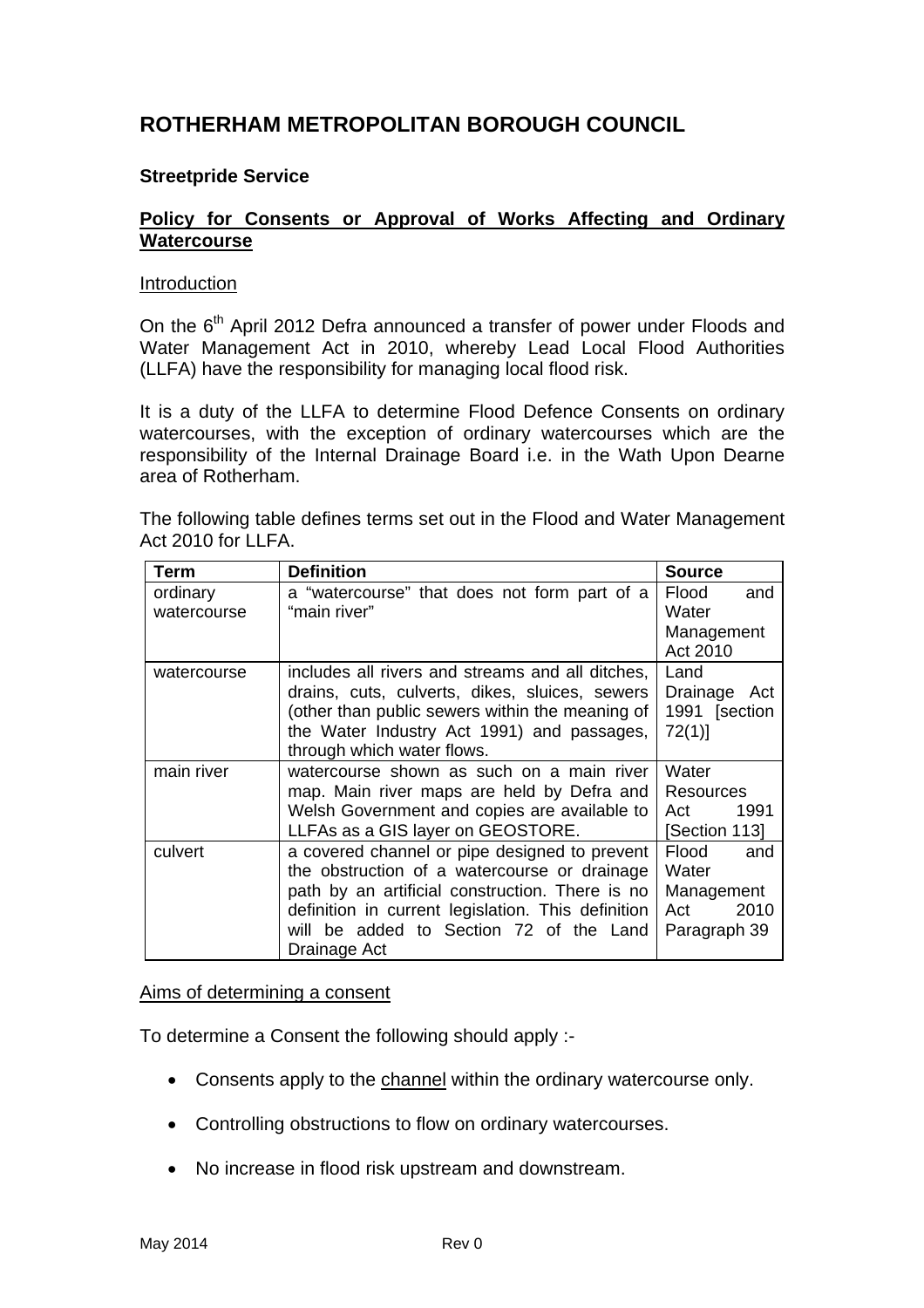# ROTHERHAM METROPOLITAN BOROUGH COUNCIL

**Streetpride Service**

**Policy for Consents or Approval of Works Affecting and Ordinary Watercourse**

Introduction

On the 6th April 2012 Defra announced a transfer of power under Floods and Water Management Act in 2010, whereby Lead Local Flood Authorities (LLFA) have the responsibility for managing local flood risk.

It is a duty of the LLFA to determine Flood Defence Consents on ordinary watercourses, with the exception of ordinary watercourses which are the responsibility of the Internal Drainage Board i.e. in the Wath Upon Dearne area of Rotherham.

The following table defines terms set out in the Flood and Water Management Act 2010 for LLFA.

| Term | Definition | Source |
|---|---|---|
| ordinary watercourse | a "watercourse" that does not form part of a "main river" | Flood and Water Management Act 2010 |
| watercourse | includes all rivers and streams and all ditches, drains, cuts, culverts, dikes, sluices, sewers (other than public sewers within the meaning of the Water Industry Act 1991) and passages, through which water flows. | Land Drainage Act 1991 [section 72(1)] |
| main river | watercourse shown as such on a main river map. Main river maps are held by Defra and Welsh Government and copies are available to LLFAs as a GIS layer on GEOSTORE. | Water Resources Act 1991 [Section 113] |
| culvert | a covered channel or pipe designed to prevent the obstruction of a watercourse or drainage path by an artificial construction. There is no definition in current legislation. This definition will be added to Section 72 of the Land Drainage Act | Flood and Water Management Act 2010 Paragraph 39 |

Aims of determining a consent

To determine a Consent the following should apply :-

- Consents apply to the channel within the ordinary watercourse only.
- Controlling obstructions to flow on ordinary watercourses.
- No increase in flood risk upstream and downstream.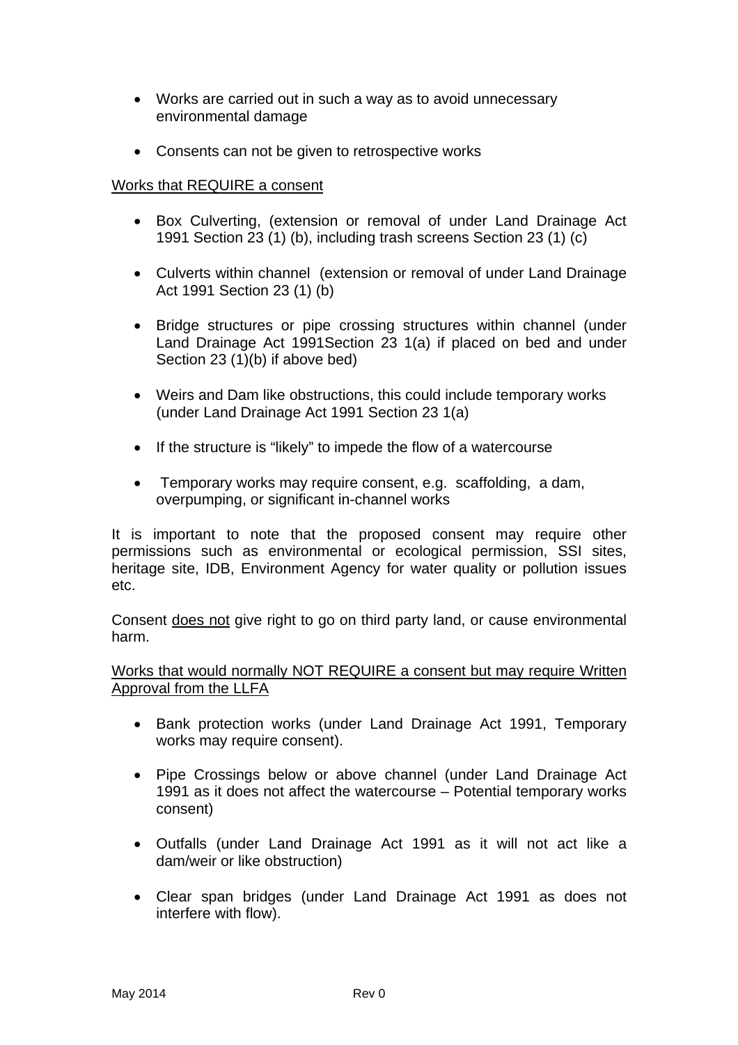- Works are carried out in such a way as to avoid unnecessary environmental damage

- Consents can not be given to retrospective works

<u>Works that REQUIRE a consent</u>

- Box Culverting, (extension or removal of under Land Drainage Act 1991 Section 23 (1) (b), including trash screens Section 23 (1) (c)

- Culverts within channel (extension or removal of under Land Drainage Act 1991 Section 23 (1) (b)

- Bridge structures or pipe crossing structures within channel (under Land Drainage Act 1991Section 23 1(a) if placed on bed and under Section 23 (1)(b) if above bed)

- Weirs and Dam like obstructions, this could include temporary works (under Land Drainage Act 1991 Section 23 1(a)

- If the structure is "likely" to impede the flow of a watercourse

- Temporary works may require consent, e.g. scaffolding, a dam, overpumping, or significant in-channel works

It is important to note that the proposed consent may require other permissions such as environmental or ecological permission, SSI sites, heritage site, IDB, Environment Agency for water quality or pollution issues etc.

Consent <u>does not</u> give right to go on third party land, or cause environmental harm.

<u>Works that would normally NOT REQUIRE a consent but may require Written Approval from the LLFA</u>

- Bank protection works (under Land Drainage Act 1991, Temporary works may require consent).

- Pipe Crossings below or above channel (under Land Drainage Act 1991 as it does not affect the watercourse – Potential temporary works consent)

- Outfalls (under Land Drainage Act 1991 as it will not act like a dam/weir or like obstruction)

- Clear span bridges (under Land Drainage Act 1991 as does not interfere with flow).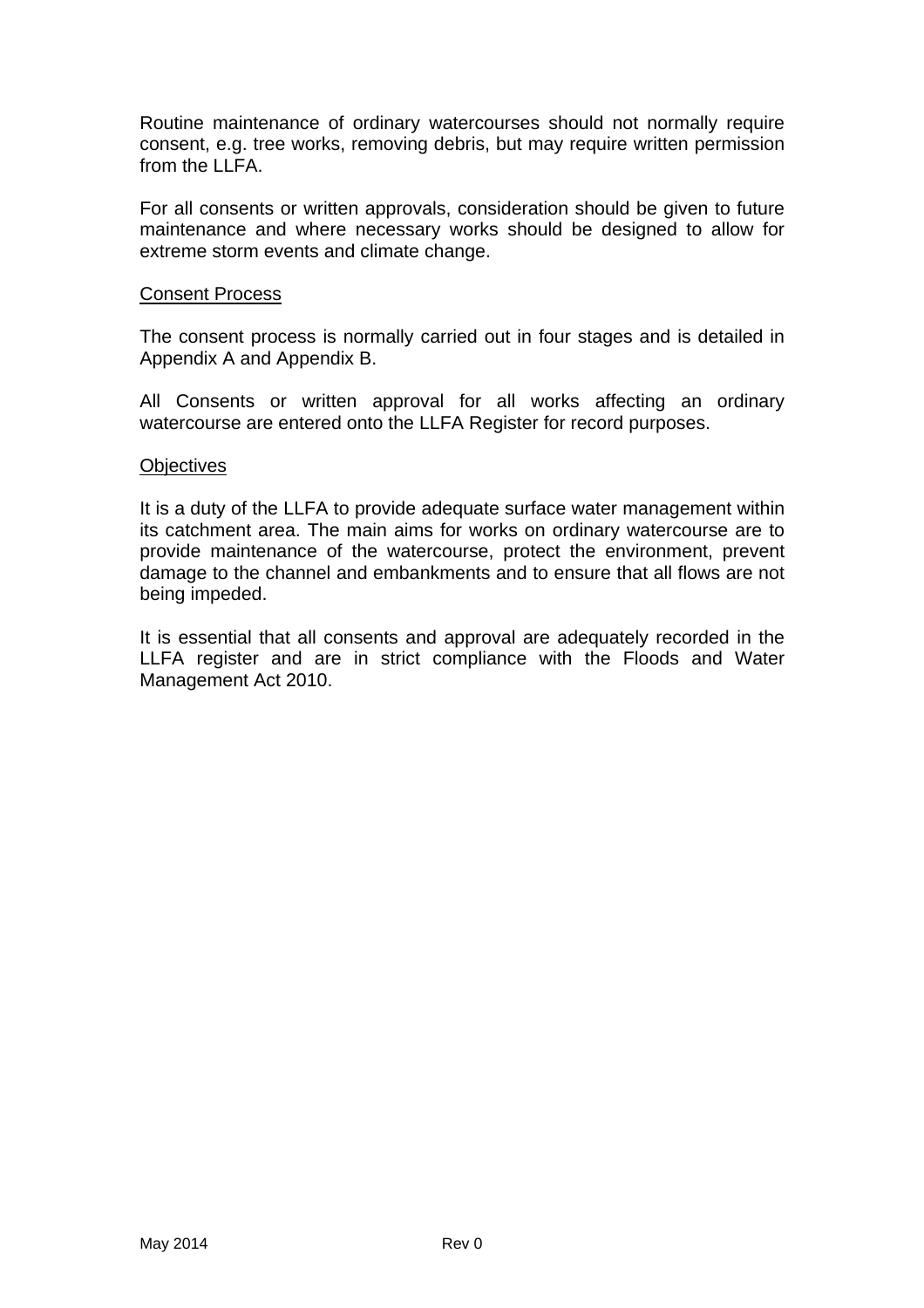Routine maintenance of ordinary watercourses should not normally require consent, e.g. tree works, removing debris, but may require written permission from the LLFA.

For all consents or written approvals, consideration should be given to future maintenance and where necessary works should be designed to allow for extreme storm events and climate change.

<u>Consent Process</u>

The consent process is normally carried out in four stages and is detailed in Appendix A and Appendix B.

All Consents or written approval for all works affecting an ordinary watercourse are entered onto the LLFA Register for record purposes.

<u>Objectives</u>

It is a duty of the LLFA to provide adequate surface water management within its catchment area. The main aims for works on ordinary watercourse are to provide maintenance of the watercourse, protect the environment, prevent damage to the channel and embankments and to ensure that all flows are not being impeded.

It is essential that all consents and approval are adequately recorded in the LLFA register and are in strict compliance with the Floods and Water Management Act 2010.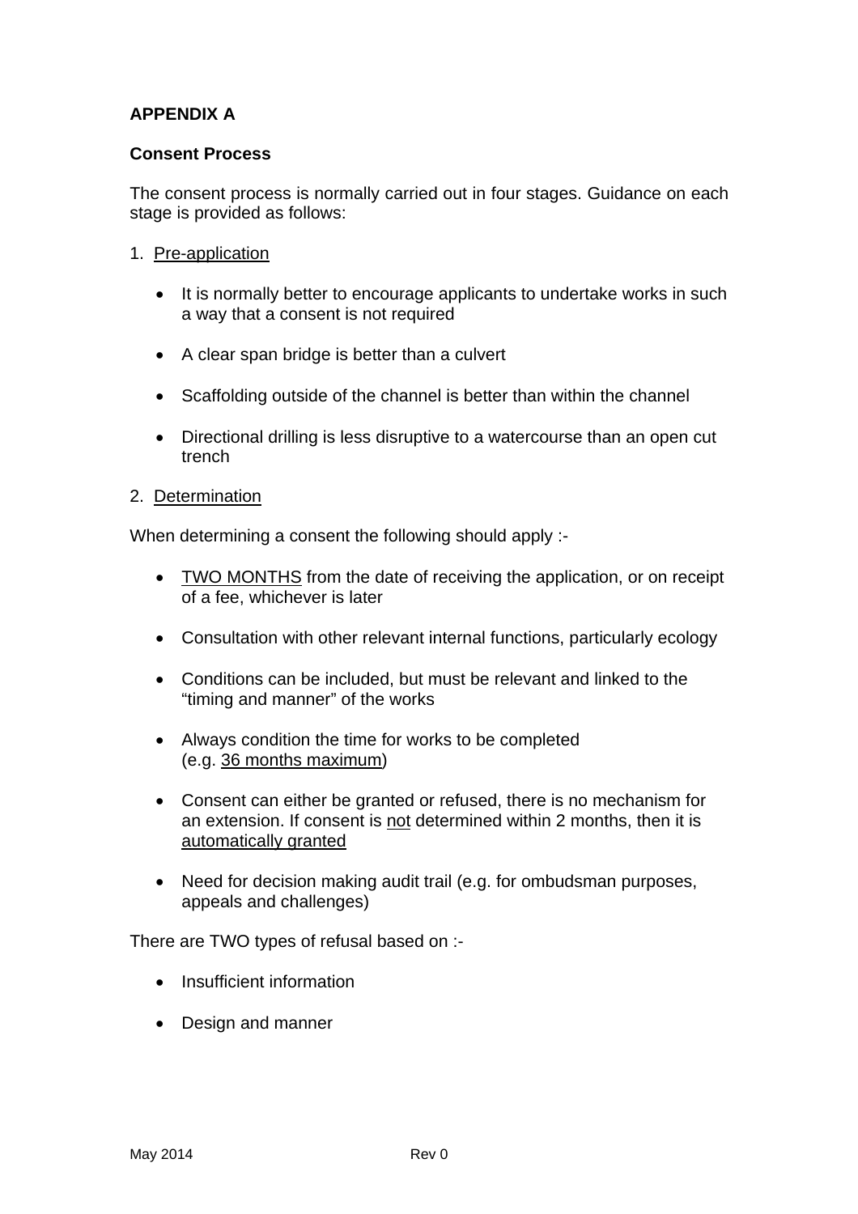**APPENDIX A**

**Consent Process**

The consent process is normally carried out in four stages. Guidance on each stage is provided as follows:

1. <u>Pre-application</u>

- It is normally better to encourage applicants to undertake works in such a way that a consent is not required
- A clear span bridge is better than a culvert
- Scaffolding outside of the channel is better than within the channel
- Directional drilling is less disruptive to a watercourse than an open cut trench

2. <u>Determination</u>

When determining a consent the following should apply :-

- <u>TWO MONTHS</u> from the date of receiving the application, or on receipt of a fee, whichever is later
- Consultation with other relevant internal functions, particularly ecology
- Conditions can be included, but must be relevant and linked to the "timing and manner" of the works
- Always condition the time for works to be completed (e.g. <u>36 months maximum</u>)
- Consent can either be granted or refused, there is no mechanism for an extension. If consent is <u>not</u> determined within 2 months, then it is <u>automatically granted</u>
- Need for decision making audit trail (e.g. for ombudsman purposes, appeals and challenges)

There are TWO types of refusal based on :-

- Insufficient information
- Design and manner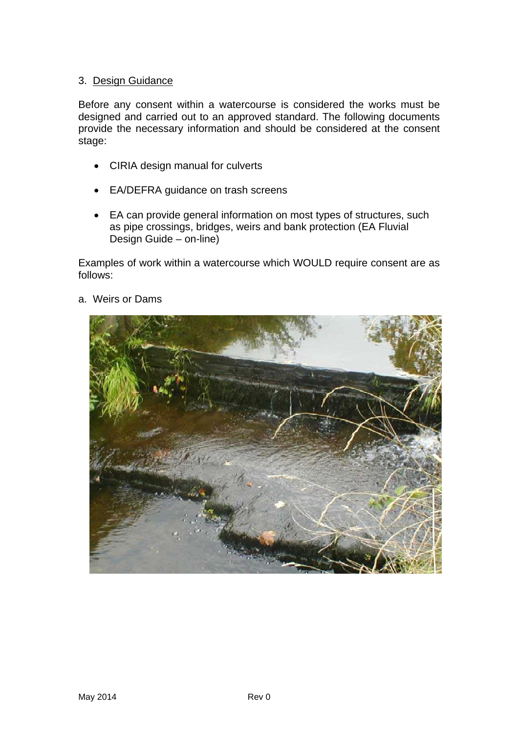## 3. Design Guidance

Before any consent within a watercourse is considered the works must be designed and carried out to an approved standard. The following documents provide the necessary information and should be considered at the consent stage:

- CIRIA design manual for culverts
- EA/DEFRA guidance on trash screens
- EA can provide general information on most types of structures, such as pipe crossings, bridges, weirs and bank protection (EA Fluvial Design Guide – on-line)

Examples of work within a watercourse which WOULD require consent are as follows:

a. Weirs or Dams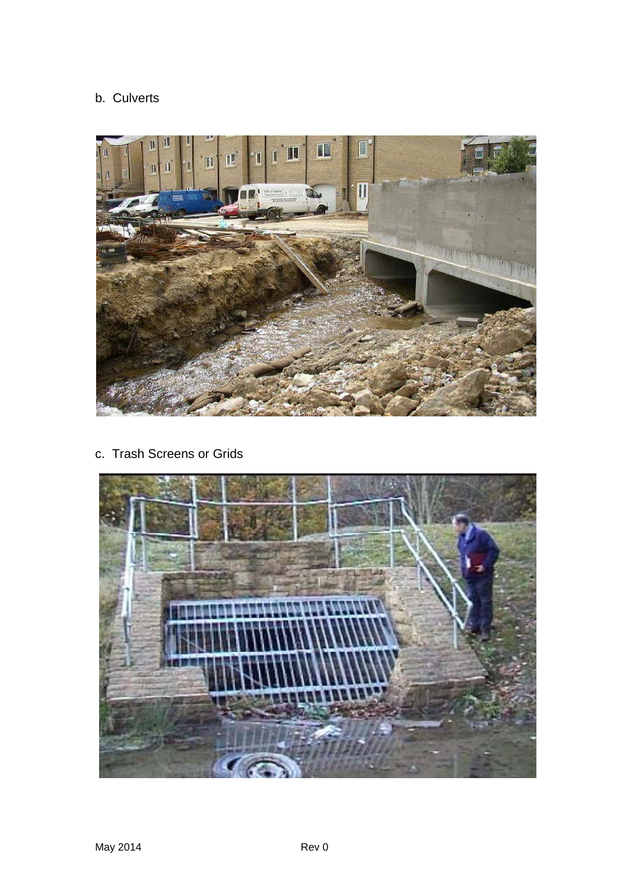b. Culverts

c. Trash Screens or Grids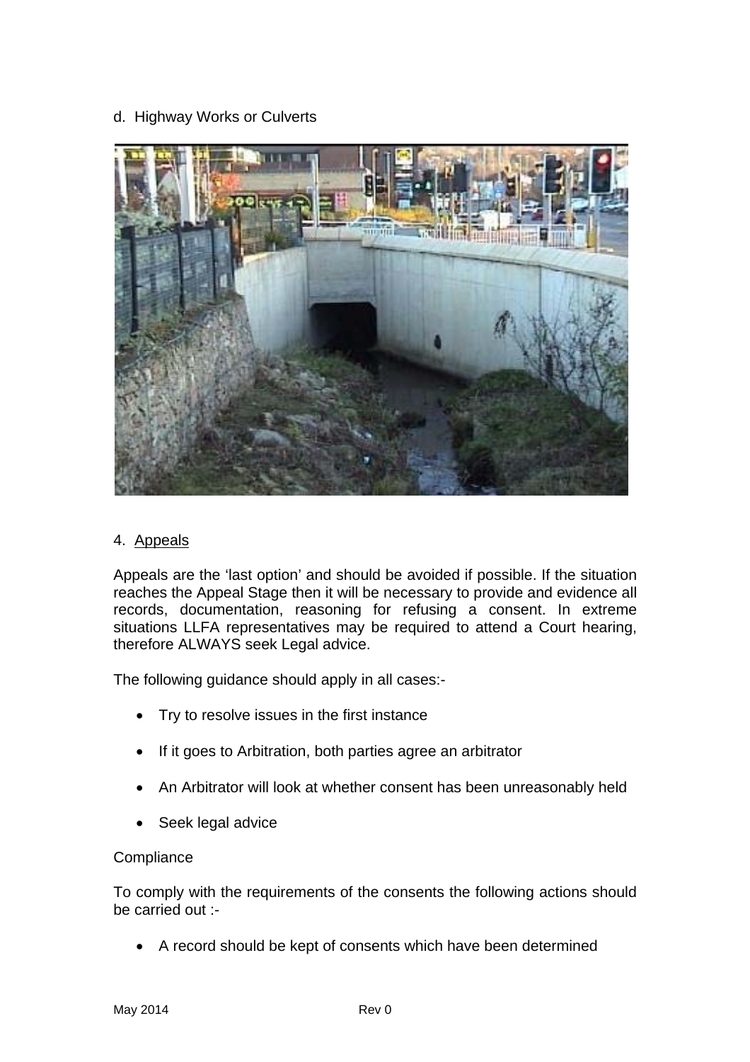d. Highway Works or Culverts

4. Appeals

Appeals are the 'last option' and should be avoided if possible. If the situation reaches the Appeal Stage then it will be necessary to provide and evidence all records, documentation, reasoning for refusing a consent. In extreme situations LLFA representatives may be required to attend a Court hearing, therefore ALWAYS seek Legal advice.

The following guidance should apply in all cases:-

- Try to resolve issues in the first instance
- If it goes to Arbitration, both parties agree an arbitrator
- An Arbitrator will look at whether consent has been unreasonably held
- Seek legal advice

Compliance

To comply with the requirements of the consents the following actions should be carried out :-

- A record should be kept of consents which have been determined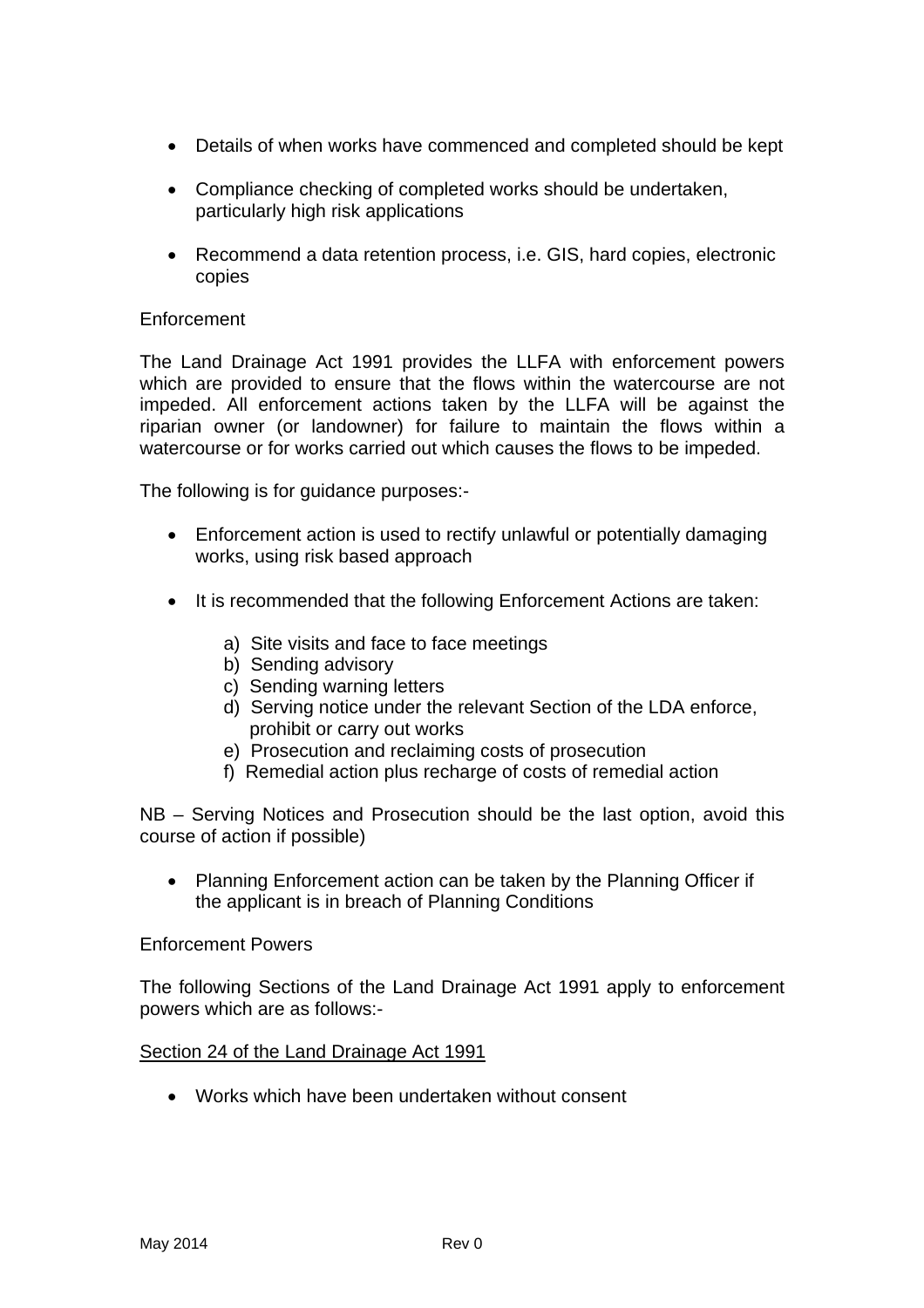- Details of when works have commenced and completed should be kept

- Compliance checking of completed works should be undertaken, particularly high risk applications

- Recommend a data retention process, i.e. GIS, hard copies, electronic copies

Enforcement

The Land Drainage Act 1991 provides the LLFA with enforcement powers which are provided to ensure that the flows within the watercourse are not impeded. All enforcement actions taken by the LLFA will be against the riparian owner (or landowner) for failure to maintain the flows within a watercourse or for works carried out which causes the flows to be impeded.

The following is for guidance purposes:-

- Enforcement action is used to rectify unlawful or potentially damaging works, using risk based approach

- It is recommended that the following Enforcement Actions are taken:

  a) Site visits and face to face meetings
  b) Sending advisory
  c) Sending warning letters
  d) Serving notice under the relevant Section of the LDA enforce, prohibit or carry out works
  e) Prosecution and reclaiming costs of prosecution
  f) Remedial action plus recharge of costs of remedial action

NB – Serving Notices and Prosecution should be the last option, avoid this course of action if possible)

- Planning Enforcement action can be taken by the Planning Officer if the applicant is in breach of Planning Conditions

Enforcement Powers

The following Sections of the Land Drainage Act 1991 apply to enforcement powers which are as follows:-

<u>Section 24 of the Land Drainage Act 1991</u>

- Works which have been undertaken without consent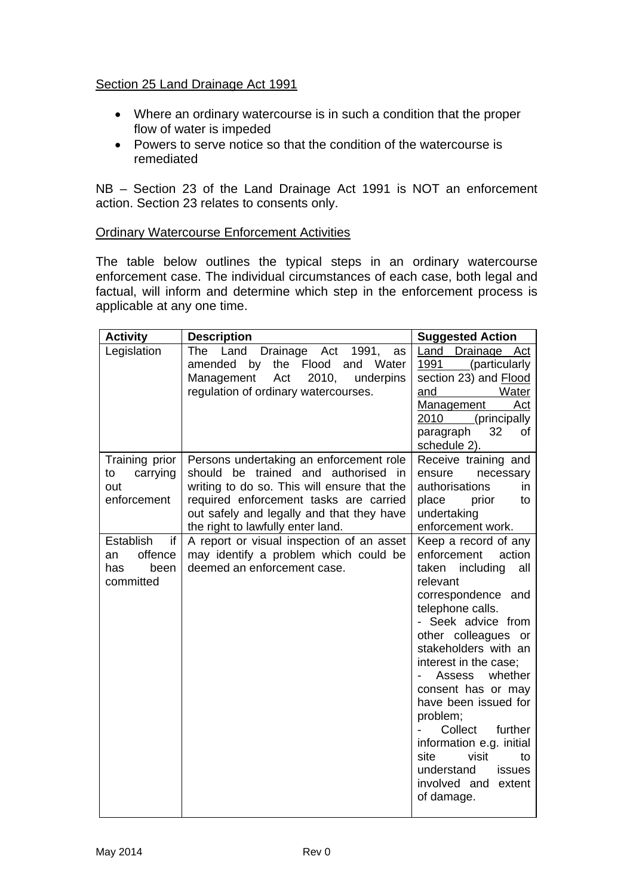Section 25 Land Drainage Act 1991

- Where an ordinary watercourse is in such a condition that the proper flow of water is impeded
- Powers to serve notice so that the condition of the watercourse is remediated

NB – Section 23 of the Land Drainage Act 1991 is NOT an enforcement action. Section 23 relates to consents only.

Ordinary Watercourse Enforcement Activities

The table below outlines the typical steps in an ordinary watercourse enforcement case. The individual circumstances of each case, both legal and factual, will inform and determine which step in the enforcement process is applicable at any one time.

| Activity | Description | Suggested Action |
|---|---|---|
| Legislation | The Land Drainage Act 1991, as amended by the Flood and Water Management Act 2010, underpins regulation of ordinary watercourses. | Land Drainage Act 1991 (particularly section 23) and Flood and Water Management Act 2010 (principally paragraph 32 of schedule 2). |
| Training prior to carrying out enforcement | Persons undertaking an enforcement role should be trained and authorised in writing to do so. This will ensure that the required enforcement tasks are carried out safely and legally and that they have the right to lawfully enter land. | Receive training and ensure necessary authorisations in place prior to undertaking enforcement work. |
| Establish if an offence has been committed | A report or visual inspection of an asset may identify a problem which could be deemed an enforcement case. | Keep a record of any enforcement action taken including all relevant correspondence and telephone calls.<br>- Seek advice from other colleagues or stakeholders with an interest in the case;<br>- Assess whether consent has or may have been issued for problem;<br>- Collect further information e.g. initial site visit to understand issues involved and extent of damage. |

May 2014 Rev 0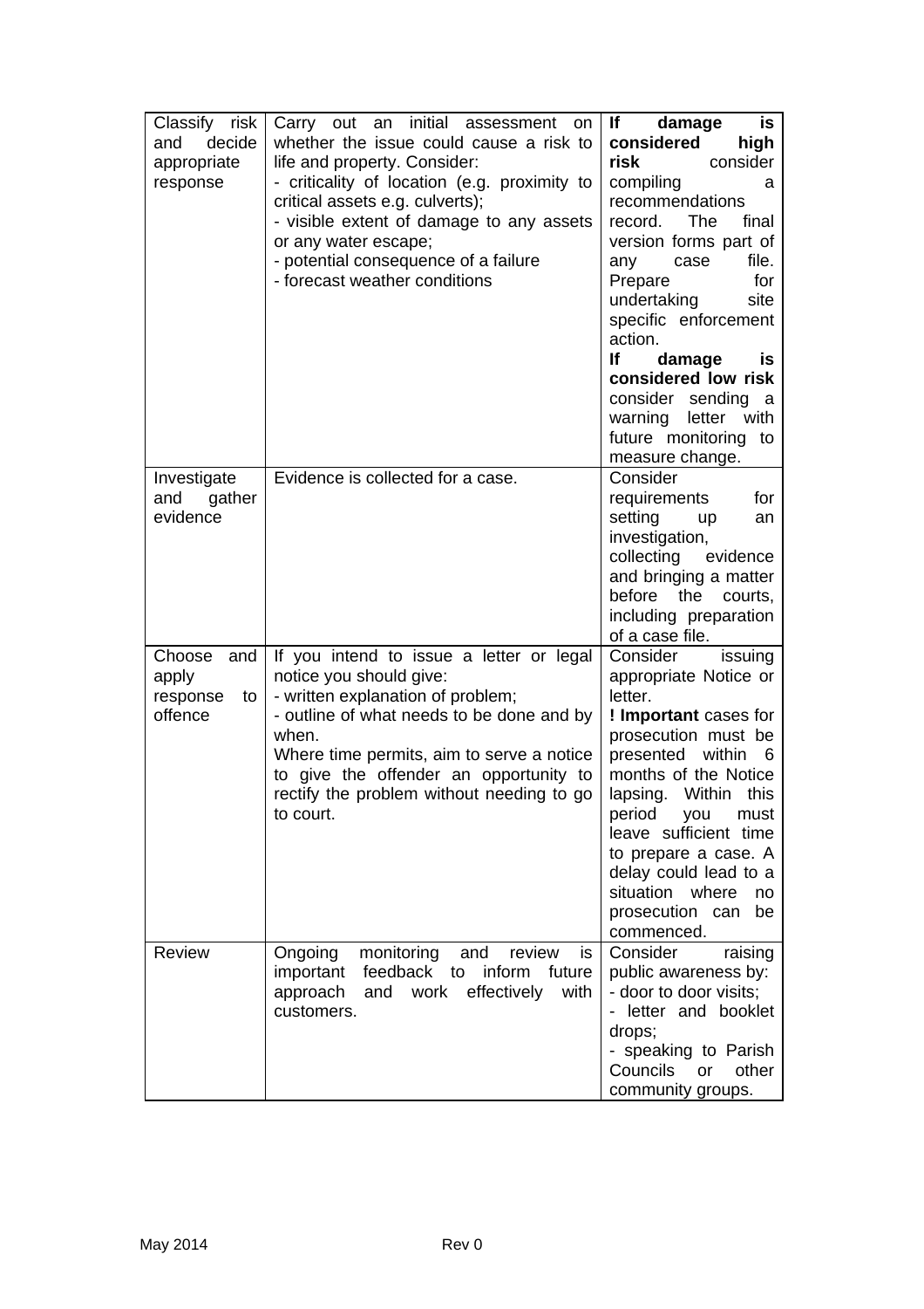| Classify risk and decide appropriate response | Carry out an initial assessment on whether the issue could cause a risk to life and property. Consider:<br>- criticality of location (e.g. proximity to critical assets e.g. culverts);<br>- visible extent of damage to any assets or any water escape;<br>- potential consequence of a failure<br>- forecast weather conditions | **If damage is considered high risk** consider compiling a recommendations record. The final version forms part of any case file. Prepare for undertaking site specific enforcement action.<br>**If damage is considered low risk** consider sending a warning letter with future monitoring to measure change. |
|---|---|---|
| Investigate and gather evidence | Evidence is collected for a case. | Consider requirements for setting up an investigation, collecting evidence and bringing a matter before the courts, including preparation of a case file. |
| Choose and apply response to offence | If you intend to issue a letter or legal notice you should give:<br>- written explanation of problem;<br>- outline of what needs to be done and by when.<br>Where time permits, aim to serve a notice to give the offender an opportunity to rectify the problem without needing to go to court. | Consider issuing appropriate Notice or letter.<br>**! Important** cases for prosecution must be presented within 6 months of the Notice lapsing. Within this period you must leave sufficient time to prepare a case. A delay could lead to a situation where no prosecution can be commenced. |
| Review | Ongoing monitoring and review is important feedback to inform future approach and work effectively with customers. | Consider raising public awareness by:<br>- door to door visits;<br>- letter and booklet drops;<br>- speaking to Parish Councils or other community groups. |

May 2014 Rev 0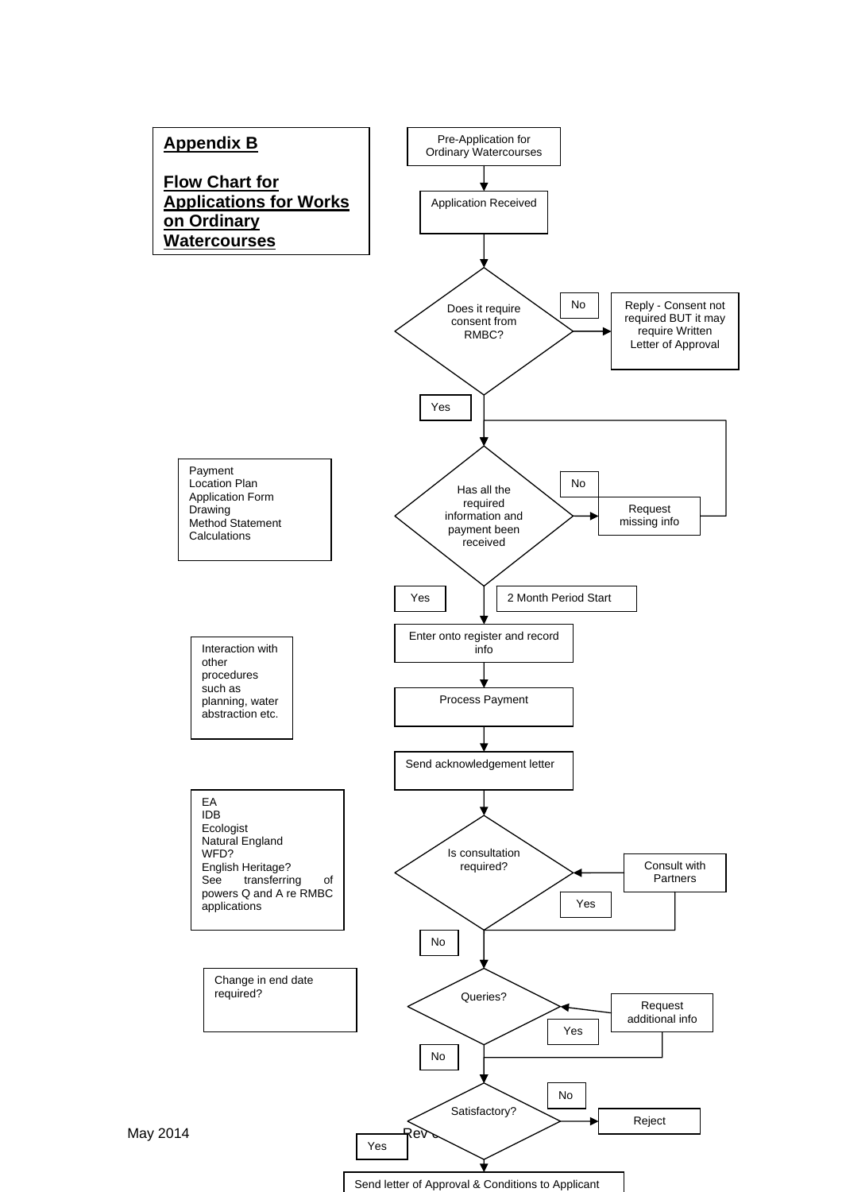**Appendix B**

**Flow Chart for Applications for Works on Ordinary Watercourses**

Pre-Application for Ordinary Watercourses

Application Received

Does it require consent from RMBC?

No

Reply - Consent not required BUT it may require Written Letter of Approval

Yes

Payment
Location Plan
Application Form
Drawing
Method Statement
Calculations

Has all the required information and payment been received

No

Request missing info

Yes

2 Month Period Start

Enter onto register and record info

Interaction with other procedures such as planning, water abstraction etc.

Process Payment

Send acknowledgement letter

EA
IDB
Ecologist
Natural England
WFD?
English Heritage?
See transferring of powers Q and A re RMBC applications

Is consultation required?

Consult with Partners

Yes

No

Change in end date required?

Queries?

Request additional info

Yes

No

Satisfactory?

No

Reject

Yes

Send letter of Approval & Conditions to Applicant